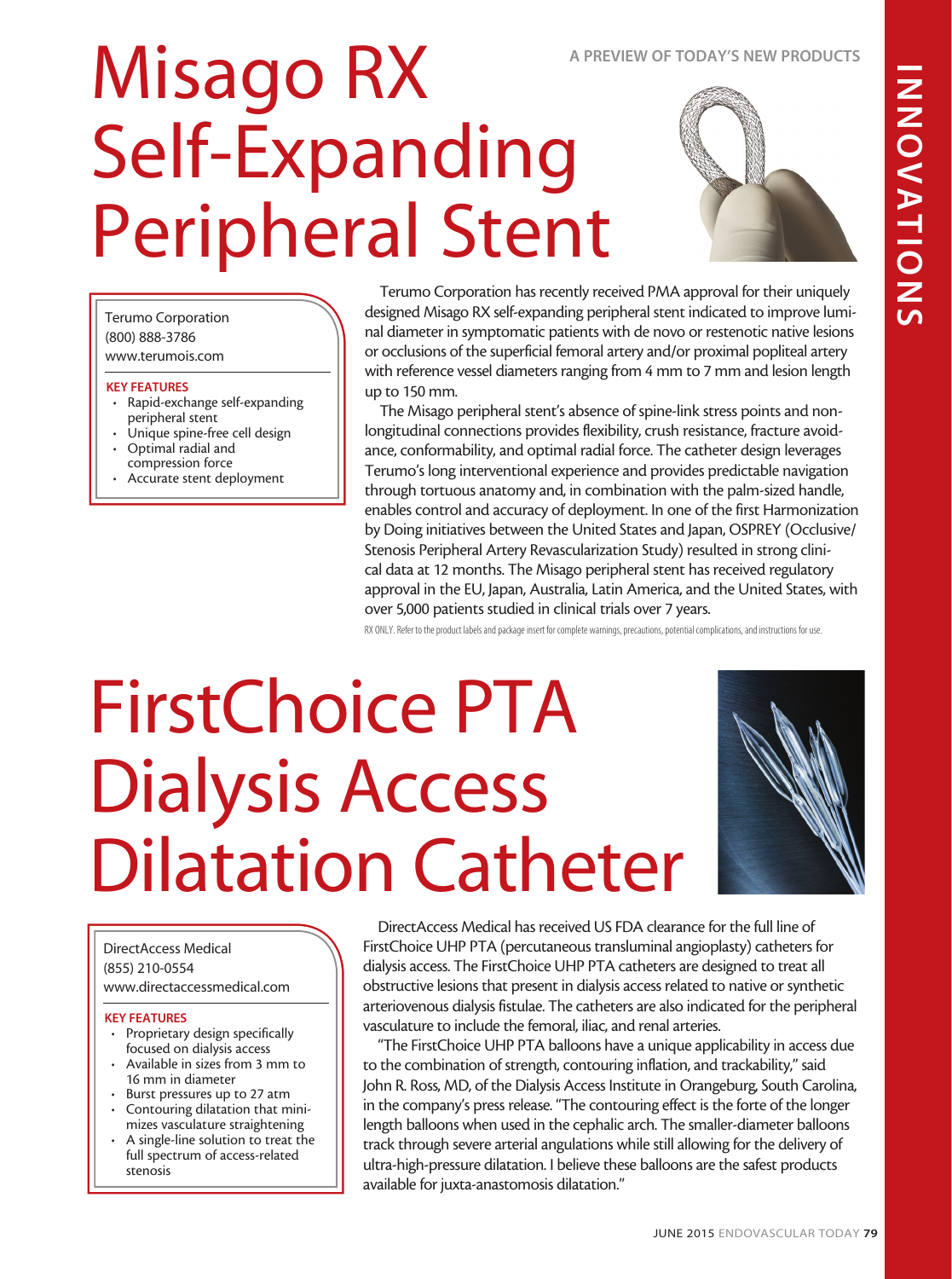A PREVIEW OF TODAY'S NEW PRODUCTS

# Misago RX Self-Expanding Peripheral Stent

Terumo Corporation
(800) 888-3786
www.terumois.com

**KEY FEATURES**
- Rapid-exchange self-expanding peripheral stent
- Unique spine-free cell design
- Optimal radial and compression force
- Accurate stent deployment

Terumo Corporation has recently received PMA approval for their uniquely designed Misago RX self-expanding peripheral stent indicated to improve luminal diameter in symptomatic patients with de novo or restenotic native lesions or occlusions of the superficial femoral artery and/or proximal popliteal artery with reference vessel diameters ranging from 4 mm to 7 mm and lesion length up to 150 mm.

The Misago peripheral stent's absence of spine-link stress points and non-longitudinal connections provides flexibility, crush resistance, fracture avoidance, conformability, and optimal radial force. The catheter design leverages Terumo's long interventional experience and provides predictable navigation through tortuous anatomy and, in combination with the palm-sized handle, enables control and accuracy of deployment. In one of the first Harmonization by Doing initiatives between the United States and Japan, OSPREY (Occlusive/Stenosis Peripheral Artery Revascularization Study) resulted in strong clinical data at 12 months. The Misago peripheral stent has received regulatory approval in the EU, Japan, Australia, Latin America, and the United States, with over 5,000 patients studied in clinical trials over 7 years.

RX ONLY. Refer to the product labels and package insert for complete warnings, precautions, potential complications, and instructions for use.

# FirstChoice PTA Dialysis Access Dilatation Catheter

DirectAccess Medical
(855) 210-0554
www.directaccessmedical.com

**KEY FEATURES**
- Proprietary design specifically focused on dialysis access
- Available in sizes from 3 mm to 16 mm in diameter
- Burst pressures up to 27 atm
- Contouring dilatation that minimizes vasculature straightening
- A single-line solution to treat the full spectrum of access-related stenosis

DirectAccess Medical has received US FDA clearance for the full line of FirstChoice UHP PTA (percutaneous transluminal angioplasty) catheters for dialysis access. The FirstChoice UHP PTA catheters are designed to treat all obstructive lesions that present in dialysis access related to native or synthetic arteriovenous dialysis fistulae. The catheters are also indicated for the peripheral vasculature to include the femoral, iliac, and renal arteries.

"The FirstChoice UHP PTA balloons have a unique applicability in access due to the combination of strength, contouring inflation, and trackability," said John R. Ross, MD, of the Dialysis Access Institute in Orangeburg, South Carolina, in the company's press release. "The contouring effect is the forte of the longer length balloons when used in the cephalic arch. The smaller-diameter balloons track through severe arterial angulations while still allowing for the delivery of ultra-high-pressure dilatation. I believe these balloons are the safest products available for juxta-anastomosis dilatation."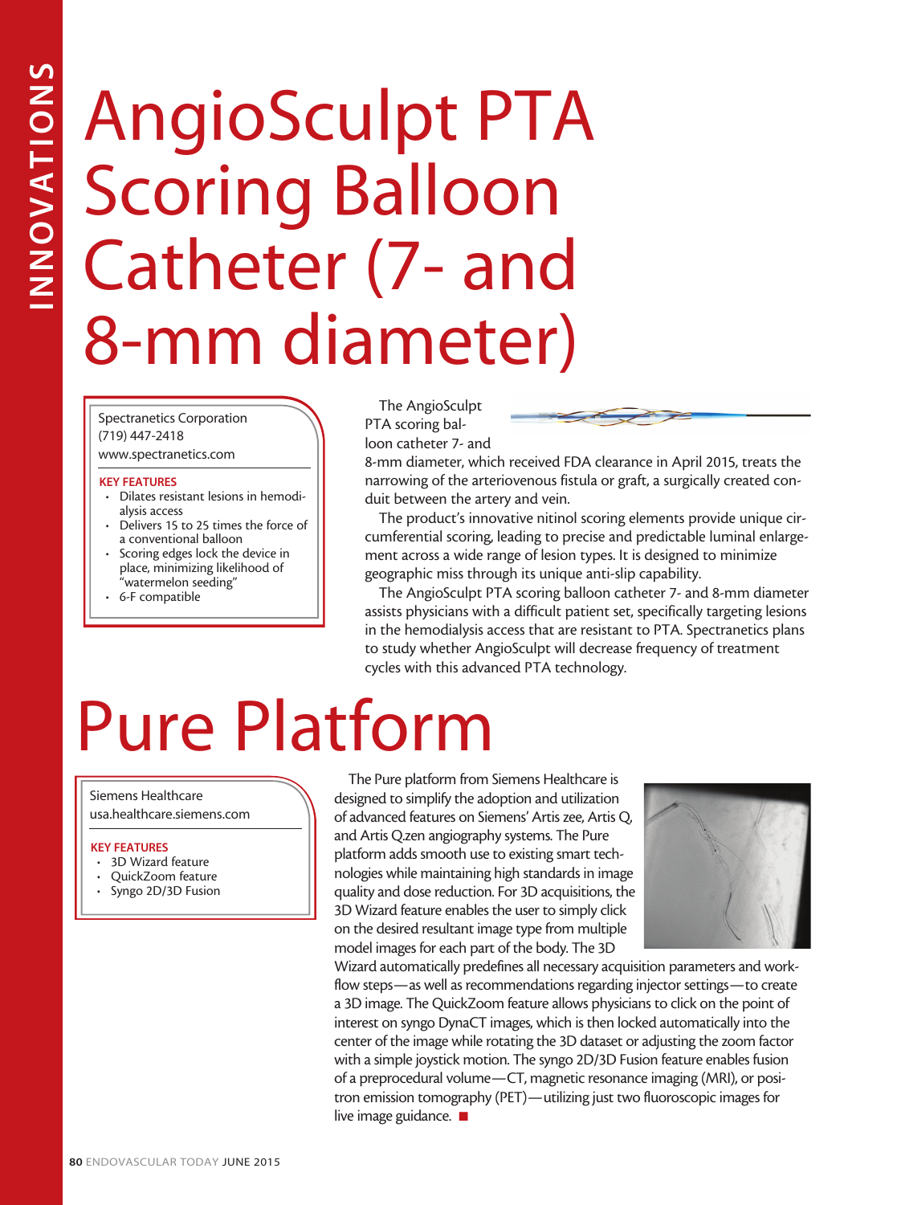# AngioSculpt PTA Scoring Balloon Catheter (7- and 8-mm diameter)

Spectranetics Corporation
(719) 447-2418
www.spectranetics.com

**KEY FEATURES**

- Dilates resistant lesions in hemodialysis access
- Delivers 15 to 25 times the force of a conventional balloon
- Scoring edges lock the device in place, minimizing likelihood of "watermelon seeding"
- 6-F compatible

The AngioSculpt PTA scoring balloon catheter 7- and 8-mm diameter, which received FDA clearance in April 2015, treats the narrowing of the arteriovenous fistula or graft, a surgically created conduit between the artery and vein.

The product's innovative nitinol scoring elements provide unique circumferential scoring, leading to precise and predictable luminal enlargement across a wide range of lesion types. It is designed to minimize geographic miss through its unique anti-slip capability.

The AngioSculpt PTA scoring balloon catheter 7- and 8-mm diameter assists physicians with a difficult patient set, specifically targeting lesions in the hemodialysis access that are resistant to PTA. Spectranetics plans to study whether AngioSculpt will decrease frequency of treatment cycles with this advanced PTA technology.

# Pure Platform

Siemens Healthcare
usa.healthcare.siemens.com

**KEY FEATURES**

- 3D Wizard feature
- QuickZoom feature
- Syngo 2D/3D Fusion

The Pure platform from Siemens Healthcare is designed to simplify the adoption and utilization of advanced features on Siemens' Artis zee, Artis Q, and Artis Q.zen angiography systems. The Pure platform adds smooth use to existing smart technologies while maintaining high standards in image quality and dose reduction. For 3D acquisitions, the 3D Wizard feature enables the user to simply click on the desired resultant image type from multiple model images for each part of the body. The 3D Wizard automatically predefines all necessary acquisition parameters and workflow steps—as well as recommendations regarding injector settings—to create a 3D image. The QuickZoom feature allows physicians to click on the point of interest on syngo DynaCT images, which is then locked automatically into the center of the image while rotating the 3D dataset or adjusting the zoom factor with a simple joystick motion. The syngo 2D/3D Fusion feature enables fusion of a preprocedural volume—CT, magnetic resonance imaging (MRI), or positron emission tomography (PET)—utilizing just two fluoroscopic images for live image guidance. ■